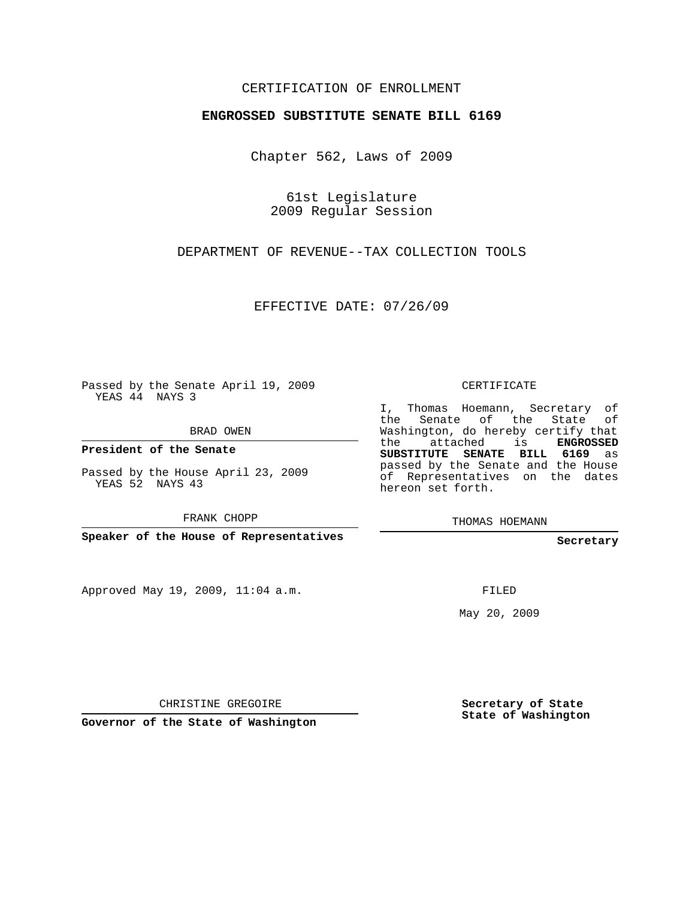CERTIFICATION OF ENROLLMENT

**ENGROSSED SUBSTITUTE SENATE BILL 6169**

Chapter 562, Laws of 2009

61st Legislature
2009 Regular Session

DEPARTMENT OF REVENUE--TAX COLLECTION TOOLS

EFFECTIVE DATE: 07/26/09

Passed by the Senate April 19, 2009
YEAS 44 NAYS 3

BRAD OWEN

**President of the Senate**

Passed by the House April 23, 2009
YEAS 52 NAYS 43

FRANK CHOPP

**Speaker of the House of Representatives**

Approved May 19, 2009, 11:04 a.m.

CHRISTINE GREGOIRE

**Governor of the State of Washington**

CERTIFICATE

I, Thomas Hoemann, Secretary of the Senate of the State of Washington, do hereby certify that the attached is **ENGROSSED SUBSTITUTE SENATE BILL 6169** as passed by the Senate and the House of Representatives on the dates hereon set forth.

THOMAS HOEMANN

**Secretary**

FILED

May 20, 2009

**Secretary of State**
**State of Washington**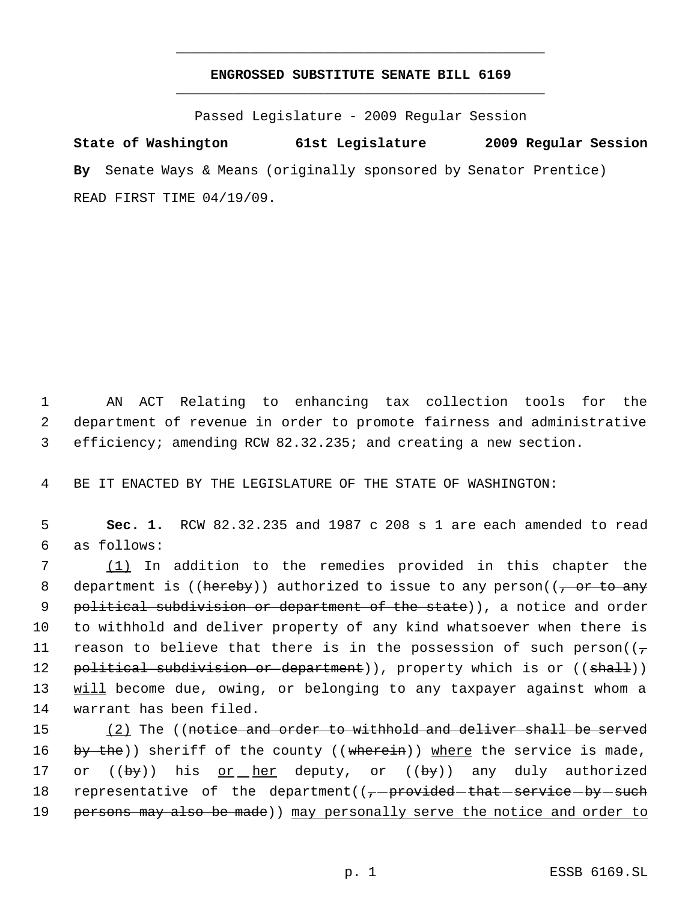# ENGROSSED SUBSTITUTE SENATE BILL 6169

Passed Legislature - 2009 Regular Session

**State of Washington 61st Legislature 2009 Regular Session**

**By** Senate Ways & Means (originally sponsored by Senator Prentice)

READ FIRST TIME 04/19/09.

1 AN ACT Relating to enhancing tax collection tools for the
2 department of revenue in order to promote fairness and administrative
3 efficiency; amending RCW 82.32.235; and creating a new section.

4 BE IT ENACTED BY THE LEGISLATURE OF THE STATE OF WASHINGTON:

5 **Sec. 1.** RCW 82.32.235 and 1987 c 208 s 1 are each amended to read
6 as follows:

7 (1) In addition to the remedies provided in this chapter the
8 department is ((hereby)) authorized to issue to any person((, or to any
9 political subdivision or department of the state)), a notice and order
10 to withhold and deliver property of any kind whatsoever when there is
11 reason to believe that there is in the possession of such person((,
12 political subdivision or department)), property which is or ((shall))
13 will become due, owing, or belonging to any taxpayer against whom a
14 warrant has been filed.

15 (2) The ((notice and order to withhold and deliver shall be served
16 by the)) sheriff of the county ((wherein)) where the service is made,
17 or ((by)) his or her deputy, or ((by)) any duly authorized
18 representative of the department((, provided that service by such
19 persons may also be made)) may personally serve the notice and order to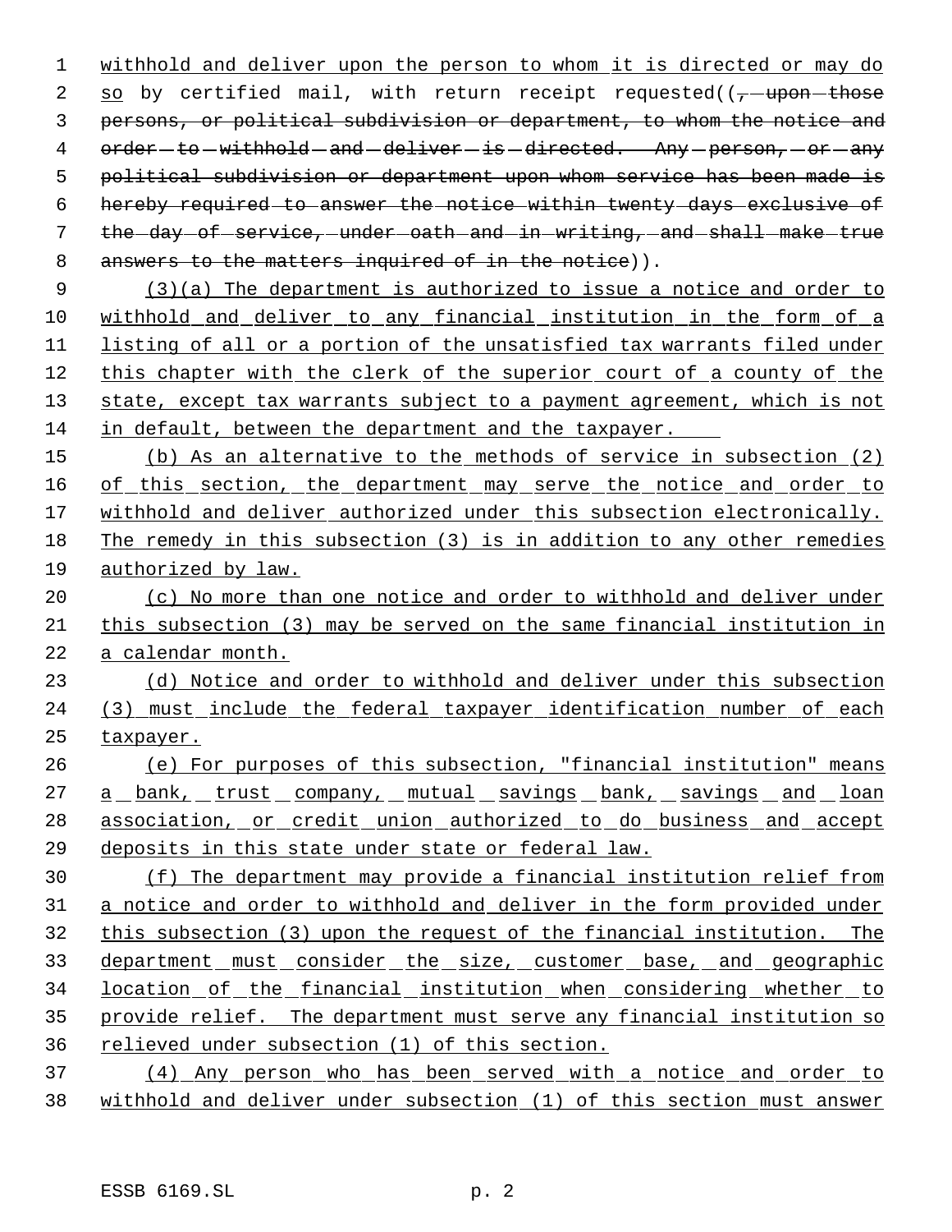withhold and deliver upon the person to whom it is directed or may do so by certified mail, with return receipt requested((, upon those persons, or political subdivision or department, to whom the notice and order to withhold and deliver is directed. Any person, or any political subdivision or department upon whom service has been made is hereby required to answer the notice within twenty days exclusive of the day of service, under oath and in writing, and shall make true answers to the matters inquired of in the notice)).

(3)(a) The department is authorized to issue a notice and order to withhold and deliver to any financial institution in the form of a listing of all or a portion of the unsatisfied tax warrants filed under this chapter with the clerk of the superior court of a county of the state, except tax warrants subject to a payment agreement, which is not in default, between the department and the taxpayer.

(b) As an alternative to the methods of service in subsection (2) of this section, the department may serve the notice and order to withhold and deliver authorized under this subsection electronically. The remedy in this subsection (3) is in addition to any other remedies authorized by law.

(c) No more than one notice and order to withhold and deliver under this subsection (3) may be served on the same financial institution in a calendar month.

(d) Notice and order to withhold and deliver under this subsection (3) must include the federal taxpayer identification number of each taxpayer.

(e) For purposes of this subsection, "financial institution" means a bank, trust company, mutual savings bank, savings and loan association, or credit union authorized to do business and accept deposits in this state under state or federal law.

(f) The department may provide a financial institution relief from a notice and order to withhold and deliver in the form provided under this subsection (3) upon the request of the financial institution. The department must consider the size, customer base, and geographic location of the financial institution when considering whether to provide relief. The department must serve any financial institution so relieved under subsection (1) of this section.

(4) Any person who has been served with a notice and order to withhold and deliver under subsection (1) of this section must answer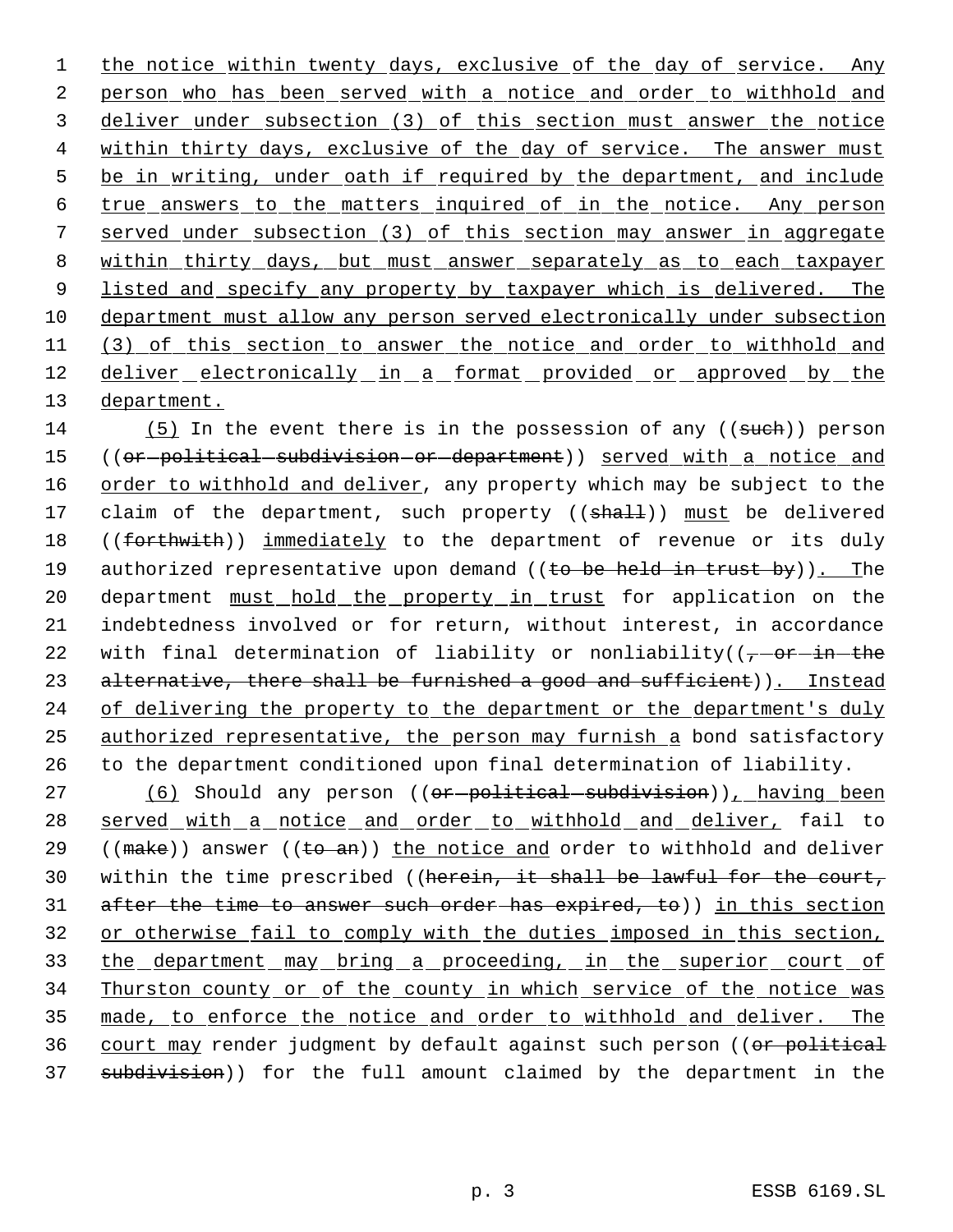the notice within twenty days, exclusive of the day of service. Any person who has been served with a notice and order to withhold and deliver under subsection (3) of this section must answer the notice within thirty days, exclusive of the day of service. The answer must be in writing, under oath if required by the department, and include true answers to the matters inquired of in the notice. Any person served under subsection (3) of this section may answer in aggregate within thirty days, but must answer separately as to each taxpayer listed and specify any property by taxpayer which is delivered. The department must allow any person served electronically under subsection (3) of this section to answer the notice and order to withhold and deliver electronically in a format provided or approved by the department.

(5) In the event there is in the possession of any ((~~such~~)) person ((~~or political subdivision or department~~)) served with a notice and order to withhold and deliver, any property which may be subject to the claim of the department, such property ((~~shall~~)) must be delivered ((~~forthwith~~)) immediately to the department of revenue or its duly authorized representative upon demand ((~~to be held in trust by~~)). The department must hold the property in trust for application on the indebtedness involved or for return, without interest, in accordance with final determination of liability or nonliability((~~, or in the alternative, there shall be furnished a good and sufficient~~)). Instead of delivering the property to the department or the department's duly authorized representative, the person may furnish a bond satisfactory to the department conditioned upon final determination of liability.

(6) Should any person ((~~or political subdivision~~)), having been served with a notice and order to withhold and deliver, fail to ((~~make~~)) answer ((~~to an~~)) the notice and order to withhold and deliver within the time prescribed ((~~herein, it shall be lawful for the court, after the time to answer such order has expired, to~~)) in this section or otherwise fail to comply with the duties imposed in this section, the department may bring a proceeding, in the superior court of Thurston county or of the county in which service of the notice was made, to enforce the notice and order to withhold and deliver. The court may render judgment by default against such person ((~~or political subdivision~~)) for the full amount claimed by the department in the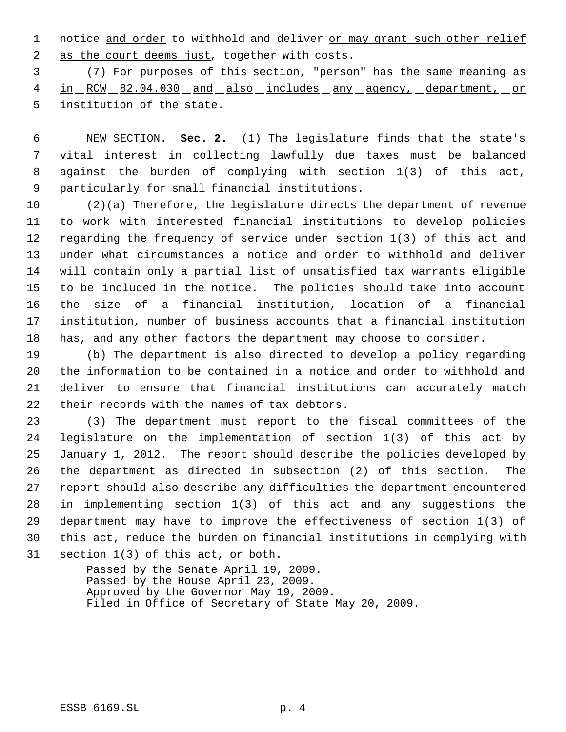notice and order to withhold and deliver or may grant such other relief as the court deems just, together with costs.

(7) For purposes of this section, "person" has the same meaning as in RCW 82.04.030 and also includes any agency, department, or institution of the state.

NEW SECTION. **Sec. 2.** (1) The legislature finds that the state's vital interest in collecting lawfully due taxes must be balanced against the burden of complying with section 1(3) of this act, particularly for small financial institutions.

(2)(a) Therefore, the legislature directs the department of revenue to work with interested financial institutions to develop policies regarding the frequency of service under section 1(3) of this act and under what circumstances a notice and order to withhold and deliver will contain only a partial list of unsatisfied tax warrants eligible to be included in the notice. The policies should take into account the size of a financial institution, location of a financial institution, number of business accounts that a financial institution has, and any other factors the department may choose to consider.

(b) The department is also directed to develop a policy regarding the information to be contained in a notice and order to withhold and deliver to ensure that financial institutions can accurately match their records with the names of tax debtors.

(3) The department must report to the fiscal committees of the legislature on the implementation of section 1(3) of this act by January 1, 2012. The report should describe the policies developed by the department as directed in subsection (2) of this section. The report should also describe any difficulties the department encountered in implementing section 1(3) of this act and any suggestions the department may have to improve the effectiveness of section 1(3) of this act, reduce the burden on financial institutions in complying with section 1(3) of this act, or both.

Passed by the Senate April 19, 2009.
Passed by the House April 23, 2009.
Approved by the Governor May 19, 2009.
Filed in Office of Secretary of State May 20, 2009.